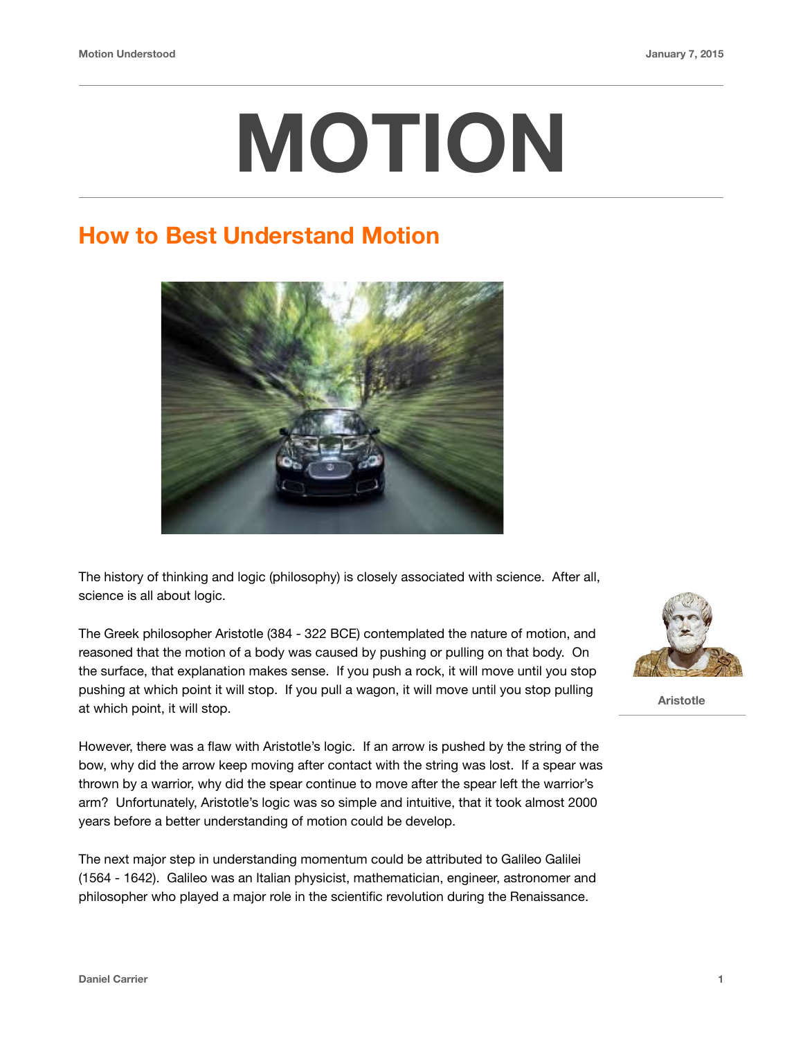# MOTION

## How to Best Understand Motion

The history of thinking and logic (philosophy) is closely associated with science. After all, science is all about logic.

The Greek philosopher Aristotle (384 - 322 BCE) contemplated the nature of motion, and reasoned that the motion of a body was caused by pushing or pulling on that body. On the surface, that explanation makes sense. If you push a rock, it will move until you stop pushing at which point it will stop. If you pull a wagon, it will move until you stop pulling at which point, it will stop.

Aristotle

However, there was a flaw with Aristotle's logic. If an arrow is pushed by the string of the bow, why did the arrow keep moving after contact with the string was lost. If a spear was thrown by a warrior, why did the spear continue to move after the spear left the warrior's arm? Unfortunately, Aristotle's logic was so simple and intuitive, that it took almost 2000 years before a better understanding of motion could be develop.

The next major step in understanding momentum could be attributed to Galileo Galilei (1564 - 1642). Galileo was an Italian physicist, mathematician, engineer, astronomer and philosopher who played a major role in the scientific revolution during the Renaissance.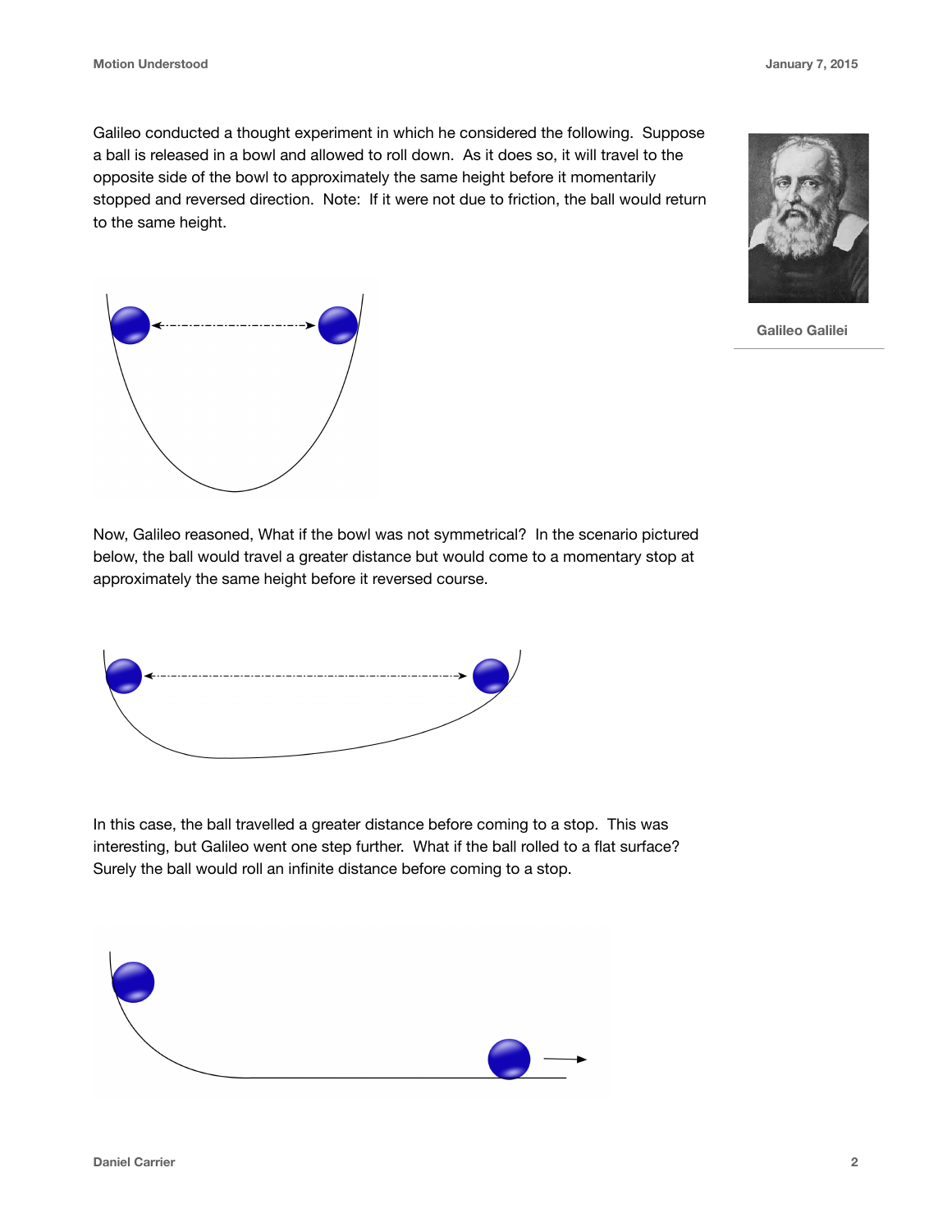Galileo conducted a thought experiment in which he considered the following. Suppose a ball is released in a bowl and allowed to roll down. As it does so, it will travel to the opposite side of the bowl to approximately the same height before it momentarily stopped and reversed direction. Note: If it were not due to friction, the ball would return to the same height.

Galileo Galilei

Now, Galileo reasoned, What if the bowl was not symmetrical? In the scenario pictured below, the ball would travel a greater distance but would come to a momentary stop at approximately the same height before it reversed course.

In this case, the ball travelled a greater distance before coming to a stop. This was interesting, but Galileo went one step further. What if the ball rolled to a flat surface? Surely the ball would roll an infinite distance before coming to a stop.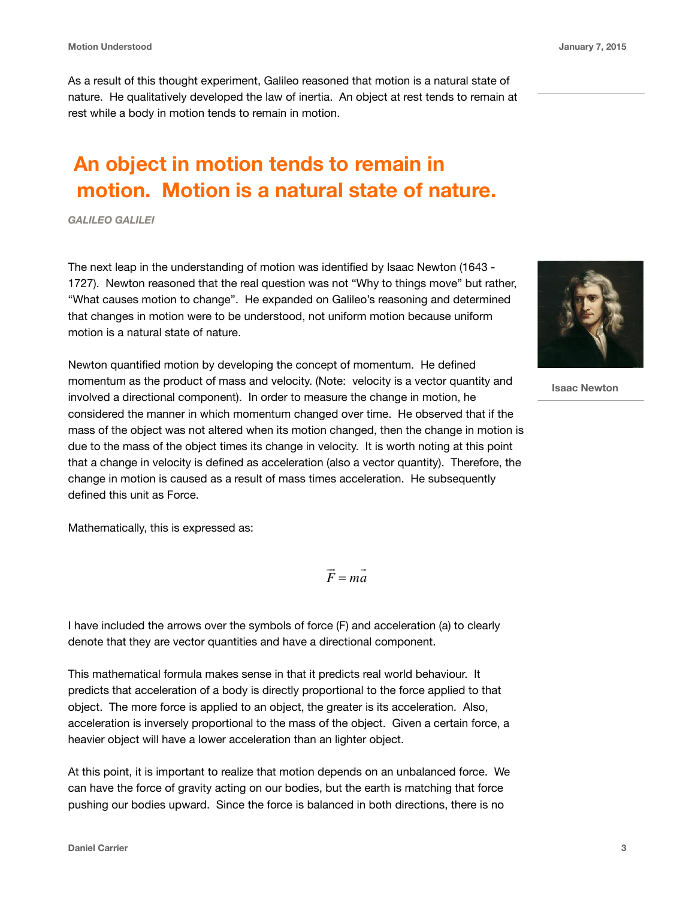As a result of this thought experiment, Galileo reasoned that motion is a natural state of nature. He qualitatively developed the law of inertia. An object at rest tends to remain at rest while a body in motion tends to remain in motion.

> **An object in motion tends to remain in motion. Motion is a natural state of nature.**
>
> *GALILEO GALILEI*

The next leap in the understanding of motion was identified by Isaac Newton (1643 - 1727). Newton reasoned that the real question was not “Why to things move” but rather, “What causes motion to change”. He expanded on Galileo’s reasoning and determined that changes in motion were to be understood, not uniform motion because uniform motion is a natural state of nature.

Isaac Newton

Newton quantified motion by developing the concept of momentum. He defined momentum as the product of mass and velocity. (Note: velocity is a vector quantity and involved a directional component). In order to measure the change in motion, he considered the manner in which momentum changed over time. He observed that if the mass of the object was not altered when its motion changed, then the change in motion is due to the mass of the object times its change in velocity. It is worth noting at this point that a change in velocity is defined as acceleration (also a vector quantity). Therefore, the change in motion is caused as a result of mass times acceleration. He subsequently defined this unit as Force.

Mathematically, this is expressed as:

$$\vec{F} = m\vec{a}$$

I have included the arrows over the symbols of force (F) and acceleration (a) to clearly denote that they are vector quantities and have a directional component.

This mathematical formula makes sense in that it predicts real world behaviour. It predicts that acceleration of a body is directly proportional to the force applied to that object. The more force is applied to an object, the greater is its acceleration. Also, acceleration is inversely proportional to the mass of the object. Given a certain force, a heavier object will have a lower acceleration than an lighter object.

At this point, it is important to realize that motion depends on an unbalanced force. We can have the force of gravity acting on our bodies, but the earth is matching that force pushing our bodies upward. Since the force is balanced in both directions, there is no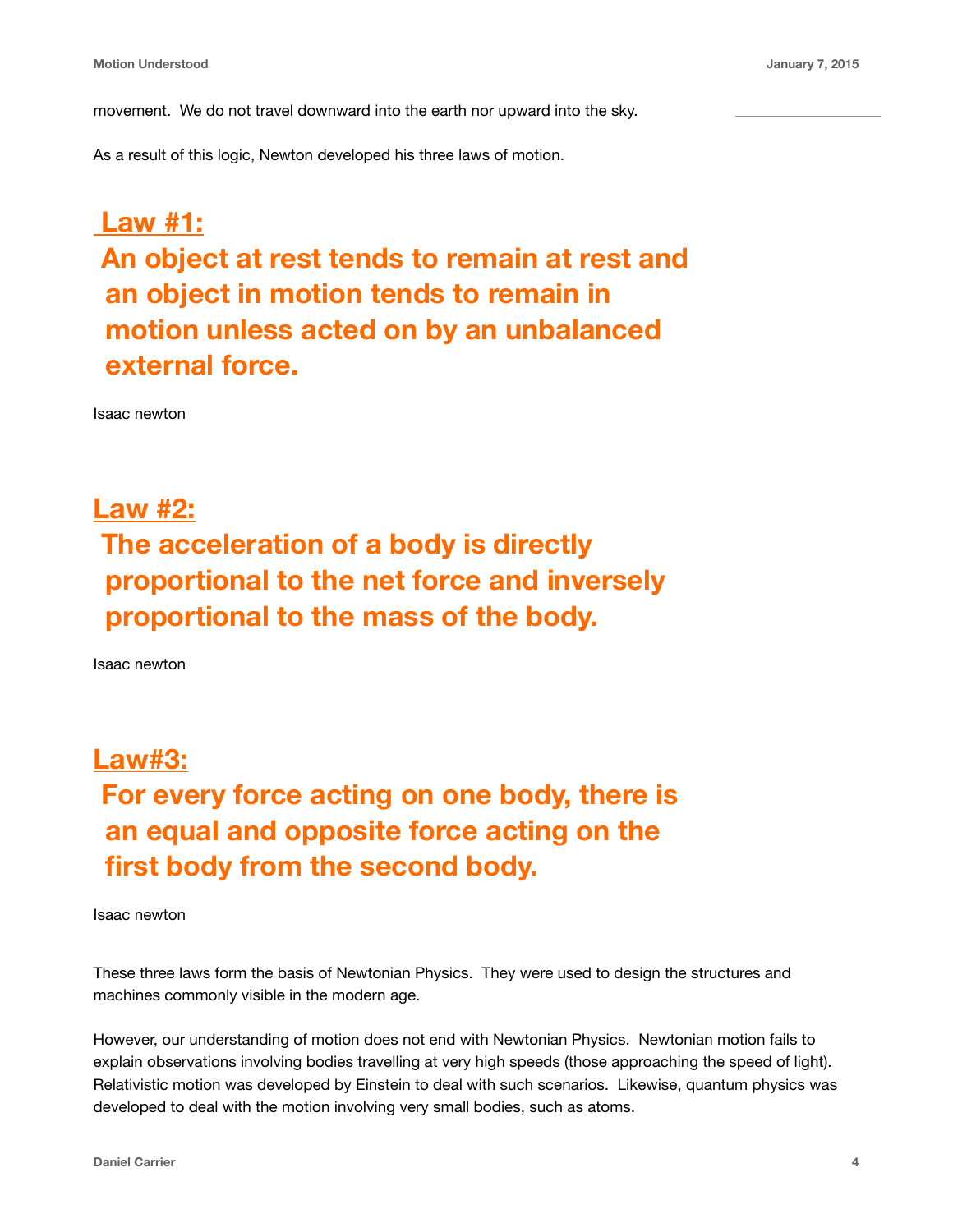movement. We do not travel downward into the earth nor upward into the sky.

As a result of this logic, Newton developed his three laws of motion.

## Law #1:

## An object at rest tends to remain at rest and an object in motion tends to remain in motion unless acted on by an unbalanced external force.

Isaac newton

## Law #2:

## The acceleration of a body is directly proportional to the net force and inversely proportional to the mass of the body.

Isaac newton

## Law#3:

## For every force acting on one body, there is an equal and opposite force acting on the first body from the second body.

Isaac newton

These three laws form the basis of Newtonian Physics. They were used to design the structures and machines commonly visible in the modern age.

However, our understanding of motion does not end with Newtonian Physics. Newtonian motion fails to explain observations involving bodies travelling at very high speeds (those approaching the speed of light). Relativistic motion was developed by Einstein to deal with such scenarios. Likewise, quantum physics was developed to deal with the motion involving very small bodies, such as atoms.